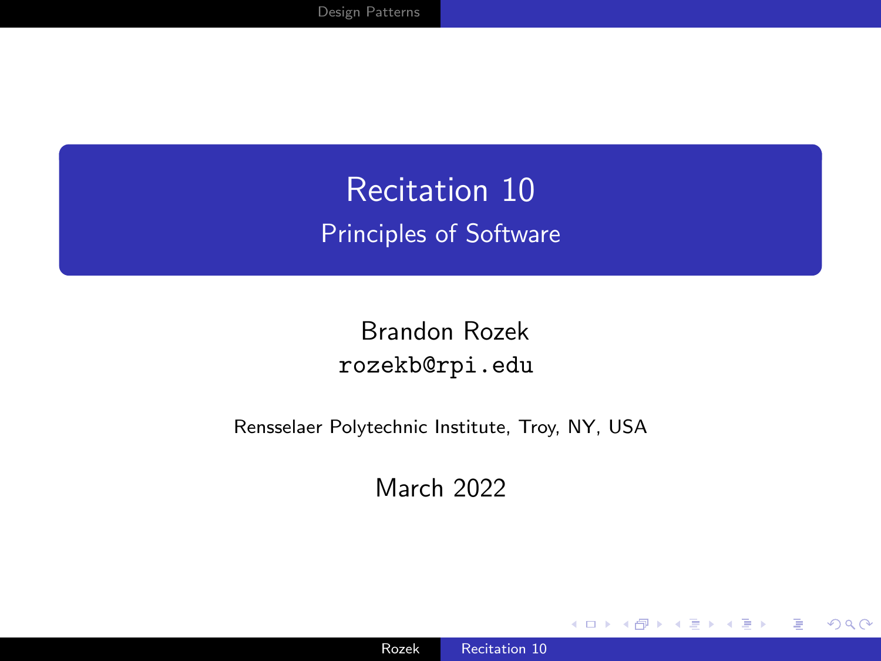# Recitation 10

## Principles of Software

Brandon Rozek
`rozekb@rpi.edu`

Rensselaer Polytechnic Institute, Troy, NY, USA

March 2022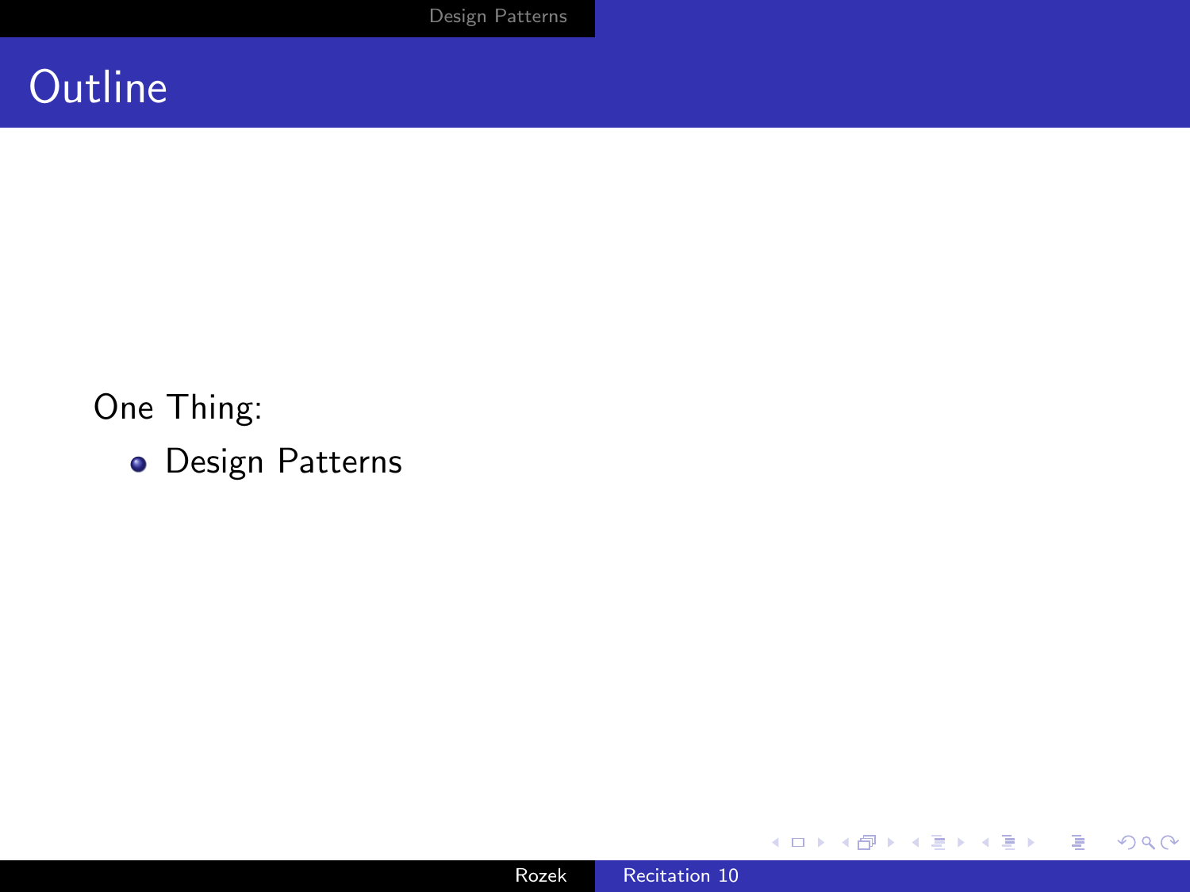# Outline

One Thing:

- Design Patterns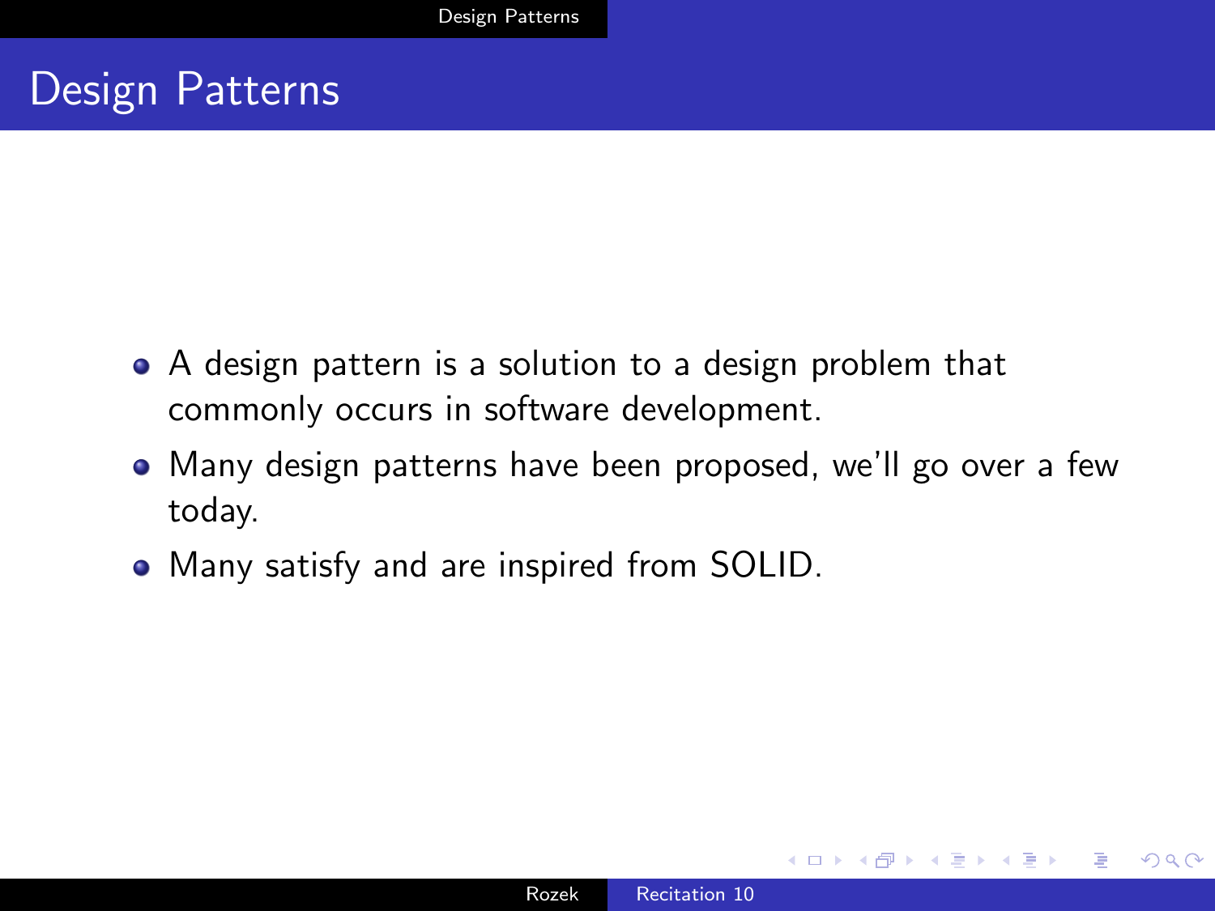# Design Patterns

- A design pattern is a solution to a design problem that commonly occurs in software development.
- Many design patterns have been proposed, we'll go over a few today.
- Many satisfy and are inspired from SOLID.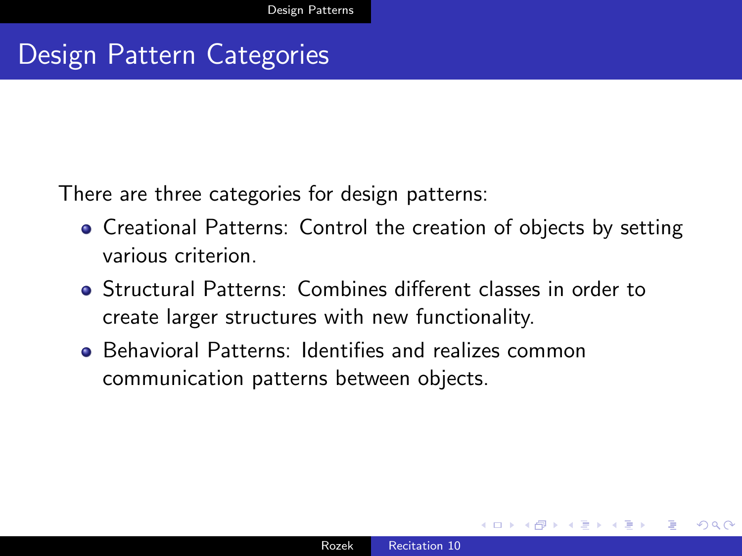# Design Pattern Categories

There are three categories for design patterns:

- Creational Patterns: Control the creation of objects by setting various criterion.
- Structural Patterns: Combines different classes in order to create larger structures with new functionality.
- Behavioral Patterns: Identifies and realizes common communication patterns between objects.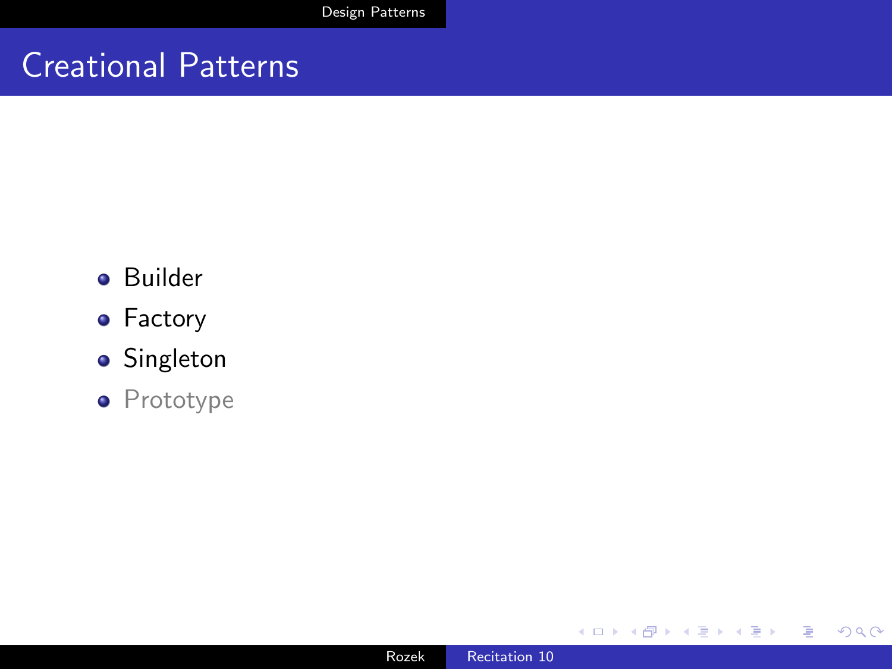# Creational Patterns

- Builder
- Factory
- Singleton
- Prototype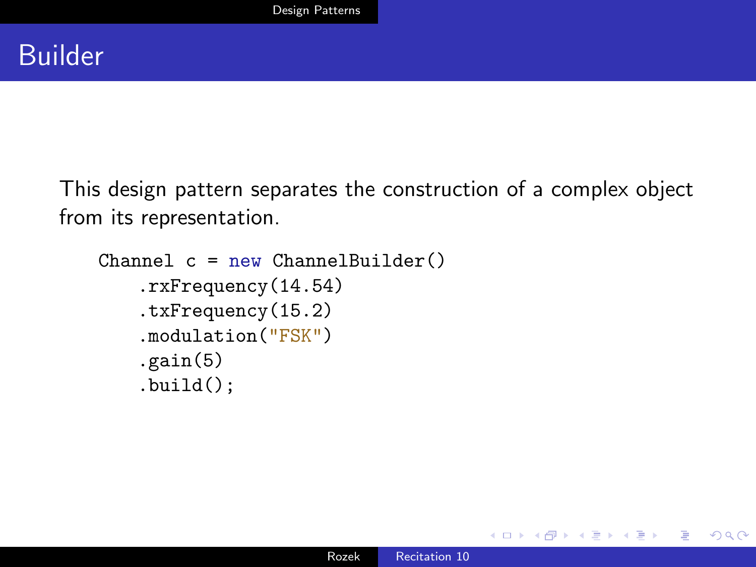# Builder

This design pattern separates the construction of a complex object from its representation.

```
Channel c = new ChannelBuilder()
    .rxFrequency(14.54)
    .txFrequency(15.2)
    .modulation("FSK")
    .gain(5)
    .build();
```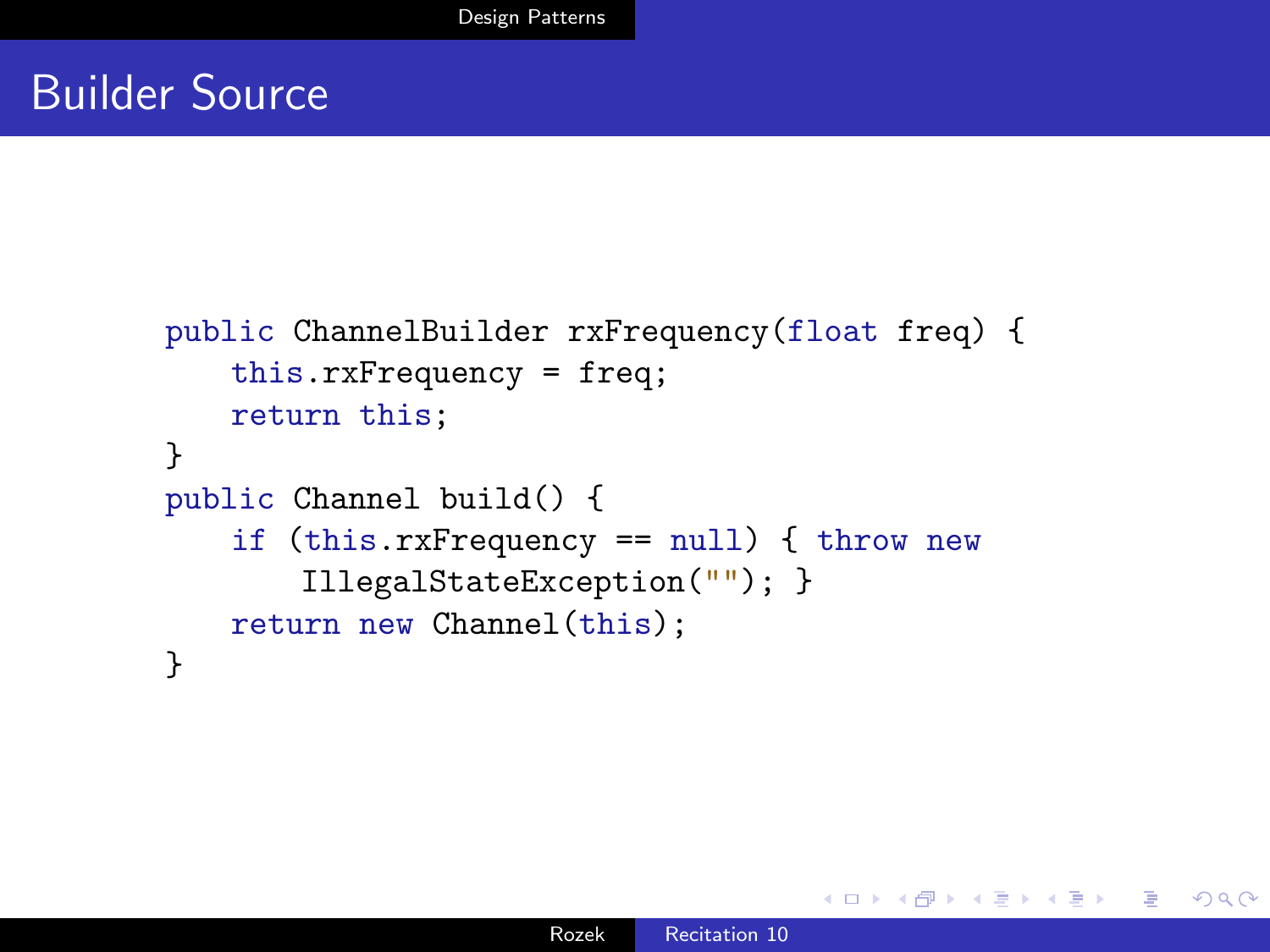# Builder Source

```
public ChannelBuilder rxFrequency(float freq) {
    this.rxFrequency = freq;
    return this;
}
public Channel build() {
    if (this.rxFrequency == null) { throw new
        IllegalStateException(""); }
    return new Channel(this);
}
```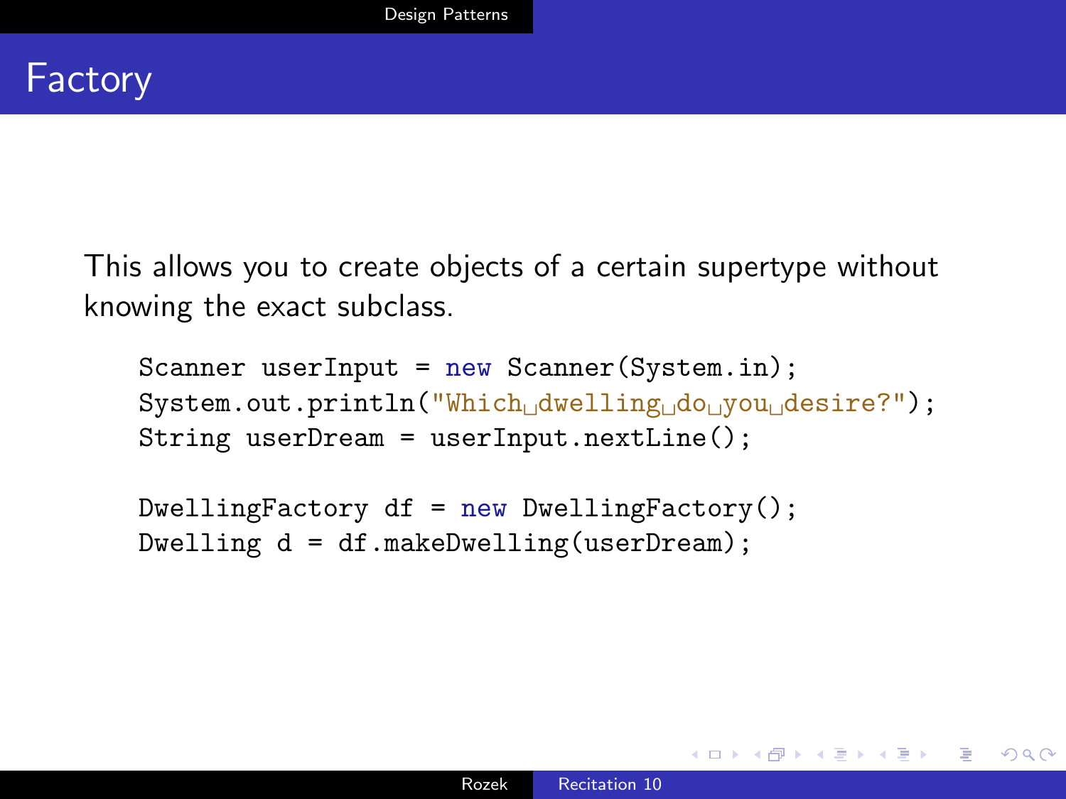# Factory

This allows you to create objects of a certain supertype without knowing the exact subclass.

```
Scanner userInput = new Scanner(System.in);
System.out.println("Which dwelling do you desire?");
String userDream = userInput.nextLine();

DwellingFactory df = new DwellingFactory();
Dwelling d = df.makeDwelling(userDream);
```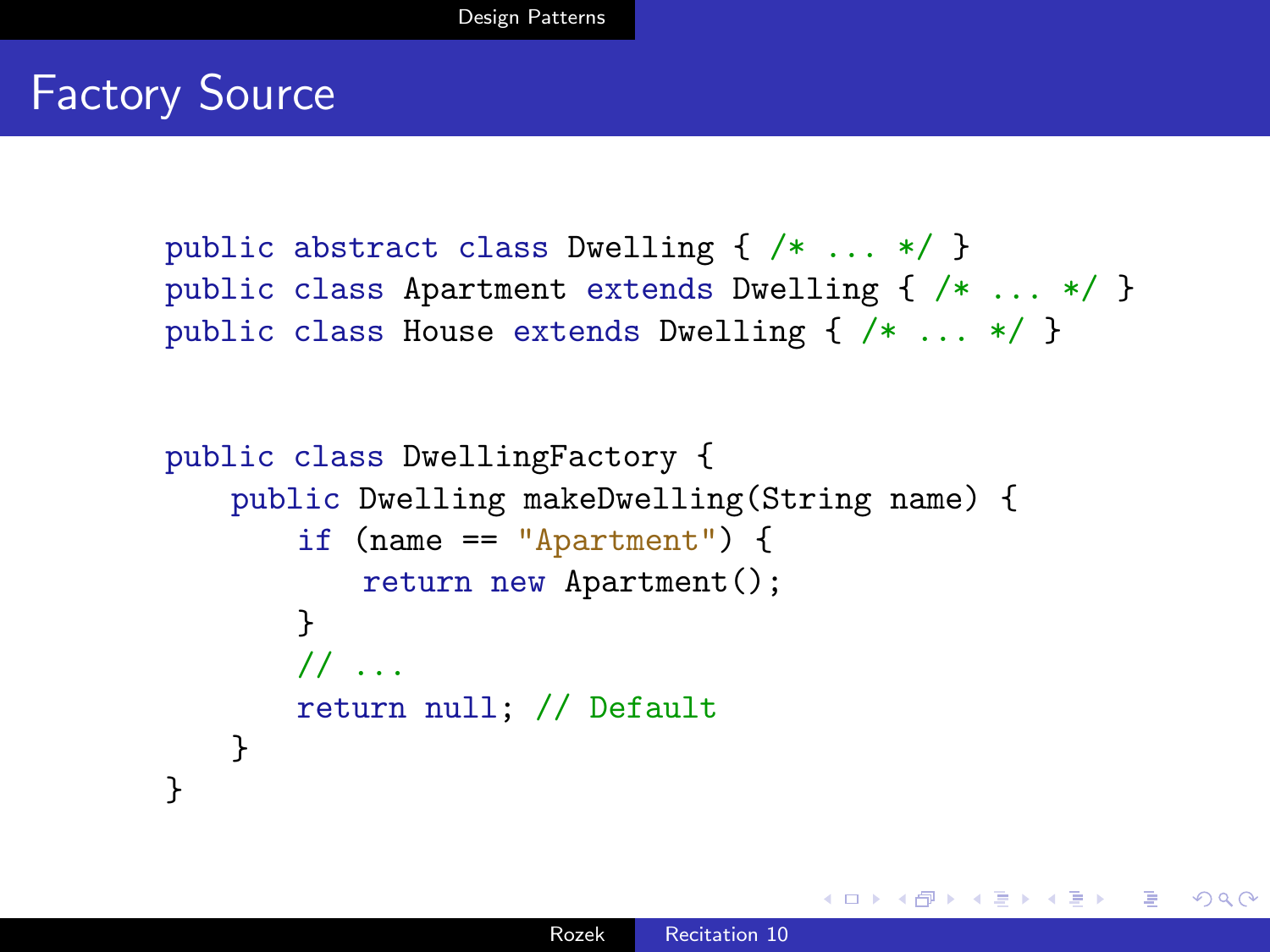# Factory Source

```java
public abstract class Dwelling { /* ... */ }
public class Apartment extends Dwelling { /* ... */ }
public class House extends Dwelling { /* ... */ }
```

```java
public class DwellingFactory {
    public Dwelling makeDwelling(String name) {
        if (name == "Apartment") {
            return new Apartment();
        }
        // ...
        return null; // Default
    }
}
```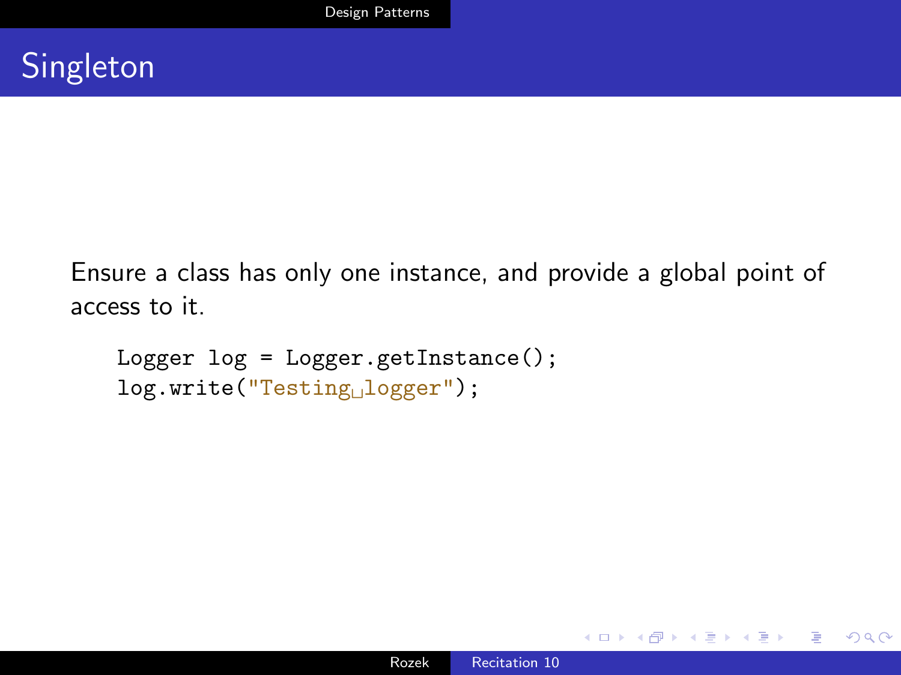# Singleton

Ensure a class has only one instance, and provide a global point of access to it.

```
Logger log = Logger.getInstance();
log.write("Testing logger");
```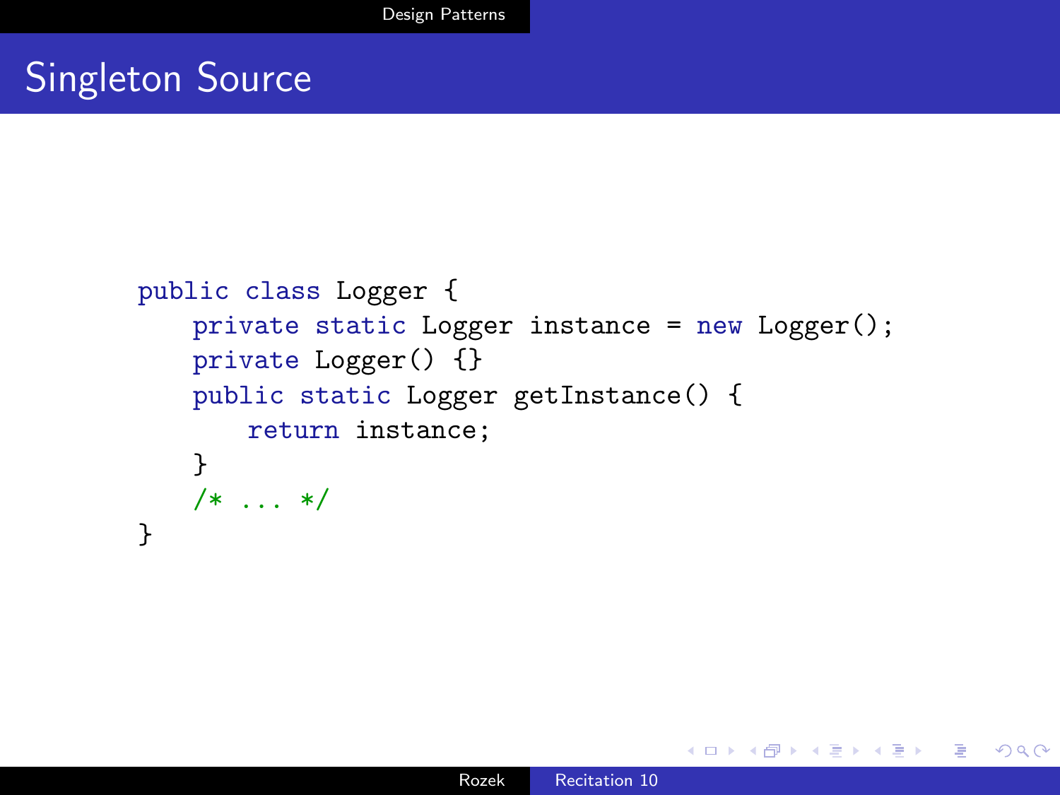# Singleton Source

```java
public class Logger {
    private static Logger instance = new Logger();
    private Logger() {}
    public static Logger getInstance() {
        return instance;
    }
    /* ... */
}
```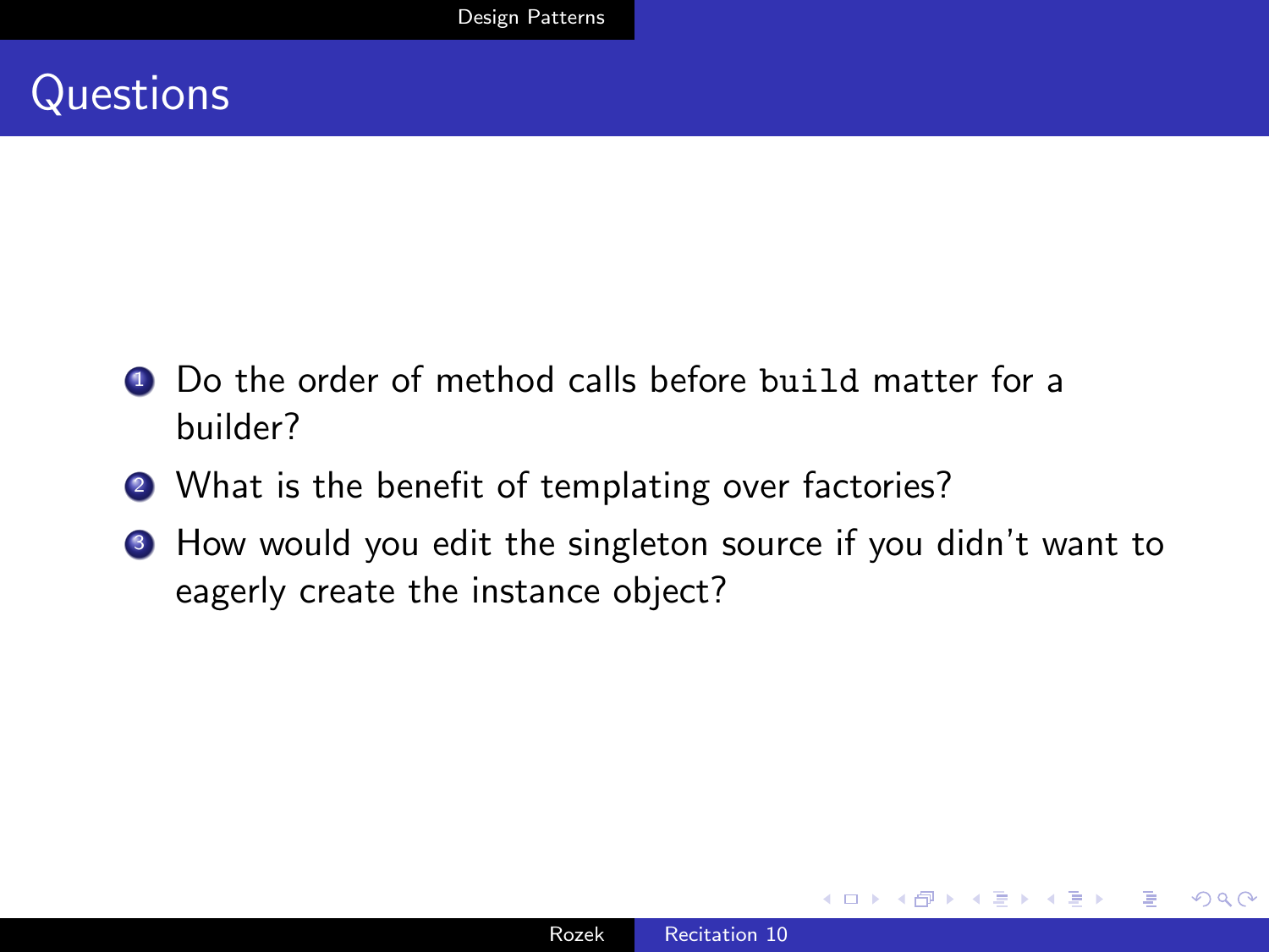# Questions

1. Do the order of method calls before `build` matter for a builder?
2. What is the benefit of templating over factories?
3. How would you edit the singleton source if you didn't want to eagerly create the instance object?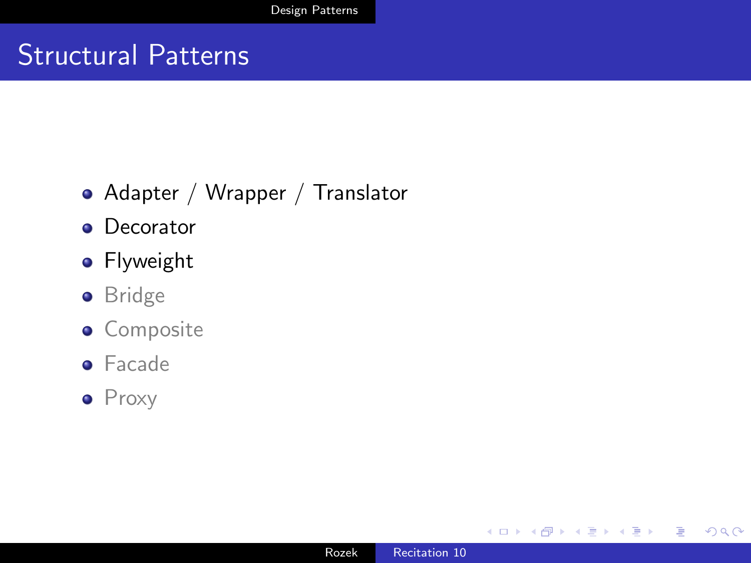# Structural Patterns

- Adapter / Wrapper / Translator
- Decorator
- Flyweight
- Bridge
- Composite
- Facade
- Proxy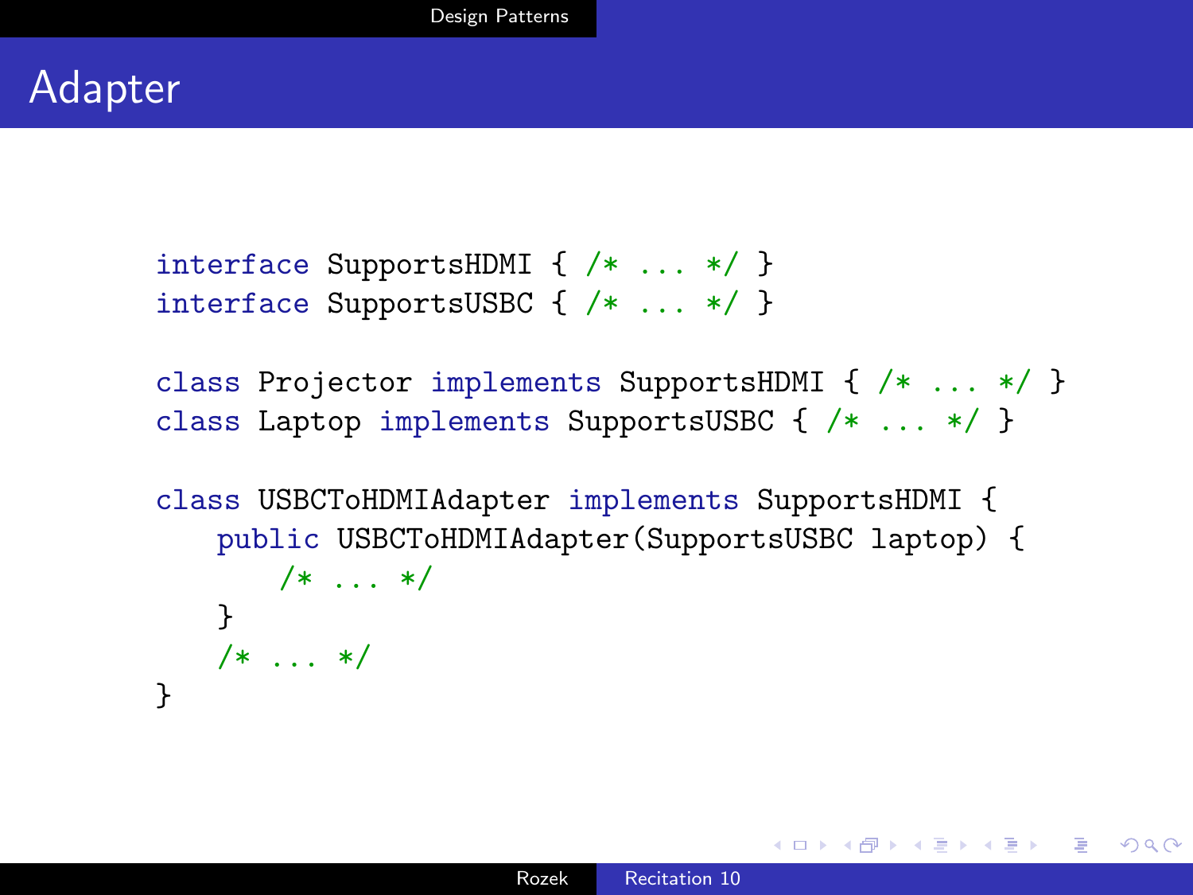# Adapter

```
interface SupportsHDMI { /* ... */ }
interface SupportsUSBC { /* ... */ }

class Projector implements SupportsHDMI { /* ... */ }
class Laptop implements SupportsUSBC { /* ... */ }

class USBCToHDMIAdapter implements SupportsHDMI {
    public USBCToHDMIAdapter(SupportsUSBC laptop) {
        /* ... */
    }
    /* ... */
}
```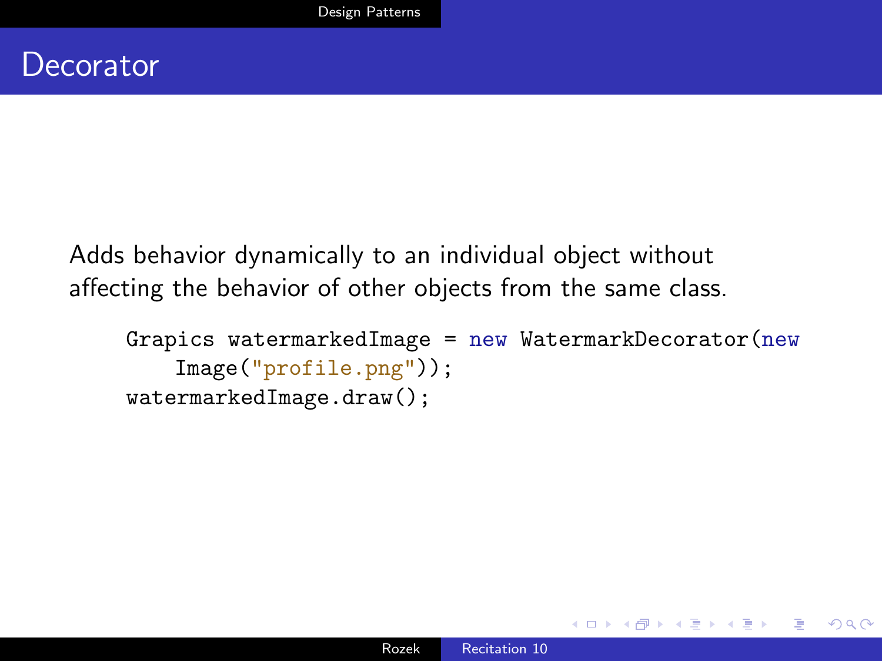# Decorator

Adds behavior dynamically to an individual object without affecting the behavior of other objects from the same class.

```
Grapics watermarkedImage = new WatermarkDecorator(new
    Image("profile.png"));
watermarkedImage.draw();
```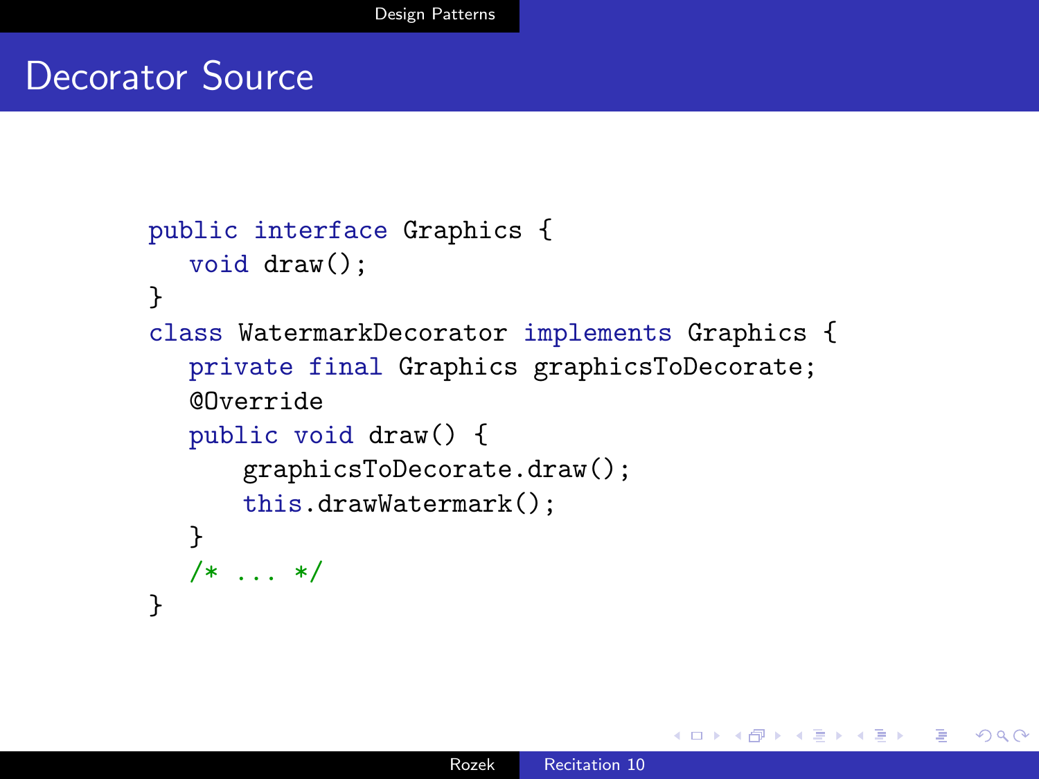# Decorator Source

```java
public interface Graphics {
   void draw();
}
class WatermarkDecorator implements Graphics {
   private final Graphics graphicsToDecorate;
   @Override
   public void draw() {
       graphicsToDecorate.draw();
       this.drawWatermark();
   }
   /* ... */
}
```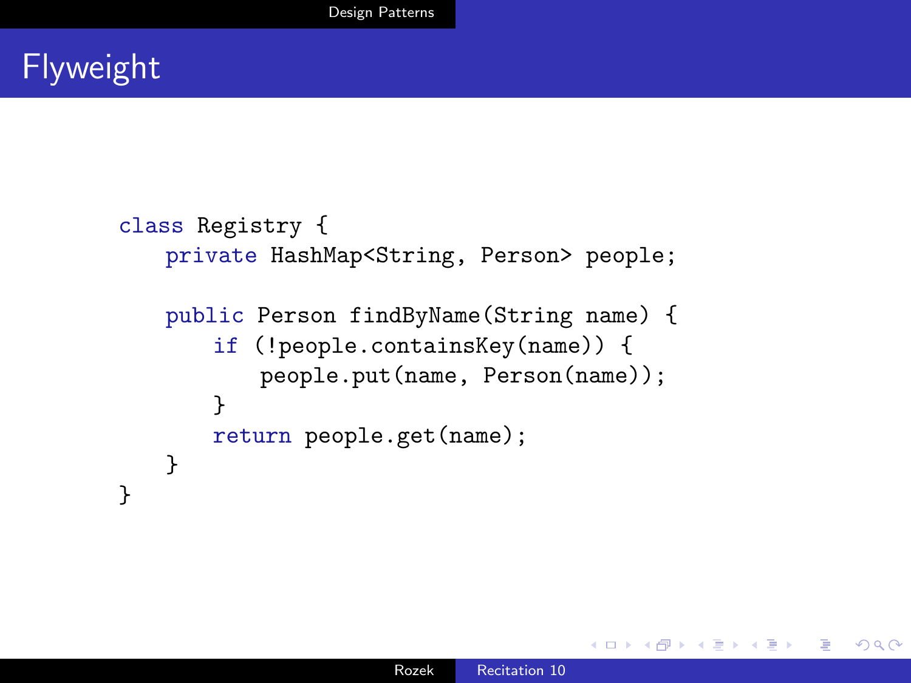# Flyweight

```
class Registry {
    private HashMap<String, Person> people;

    public Person findByName(String name) {
        if (!people.containsKey(name)) {
            people.put(name, Person(name));
        }
        return people.get(name);
    }
}
```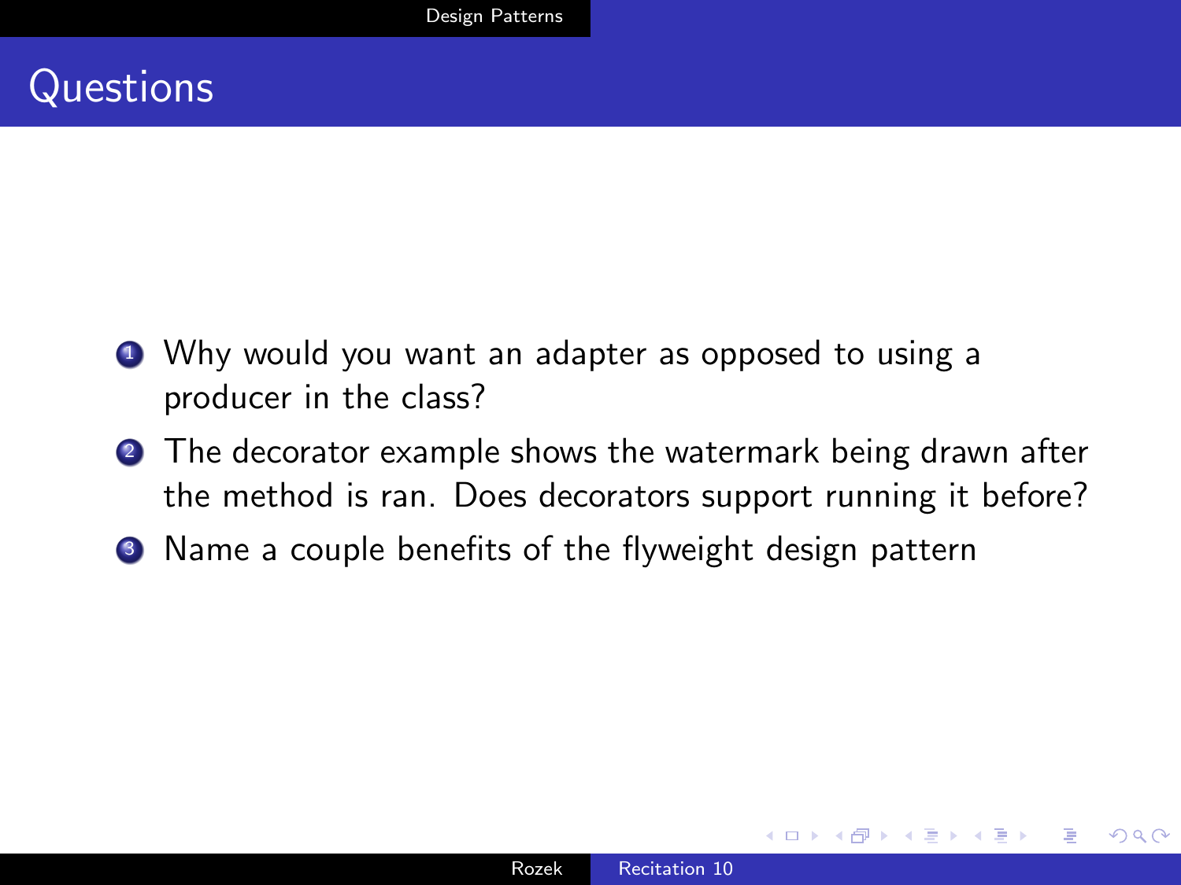# Questions

1. Why would you want an adapter as opposed to using a producer in the class?
2. The decorator example shows the watermark being drawn after the method is ran. Does decorators support running it before?
3. Name a couple benefits of the flyweight design pattern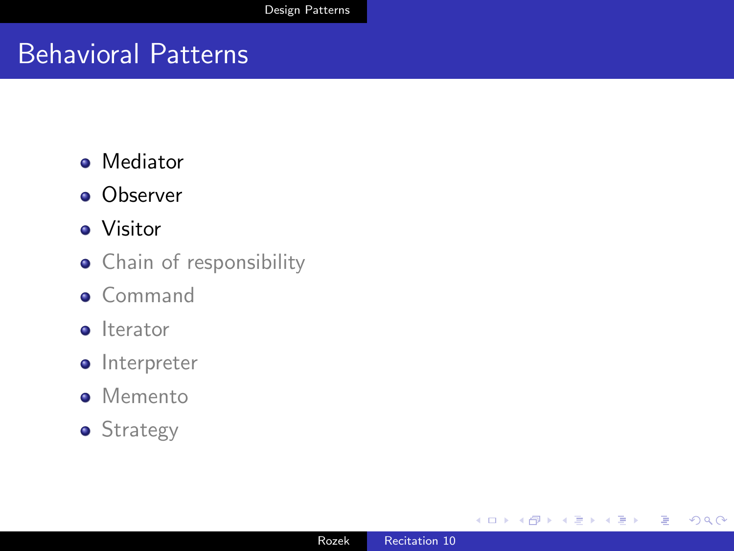# Behavioral Patterns

- Mediator
- Observer
- Visitor
- Chain of responsibility
- Command
- Iterator
- Interpreter
- Memento
- Strategy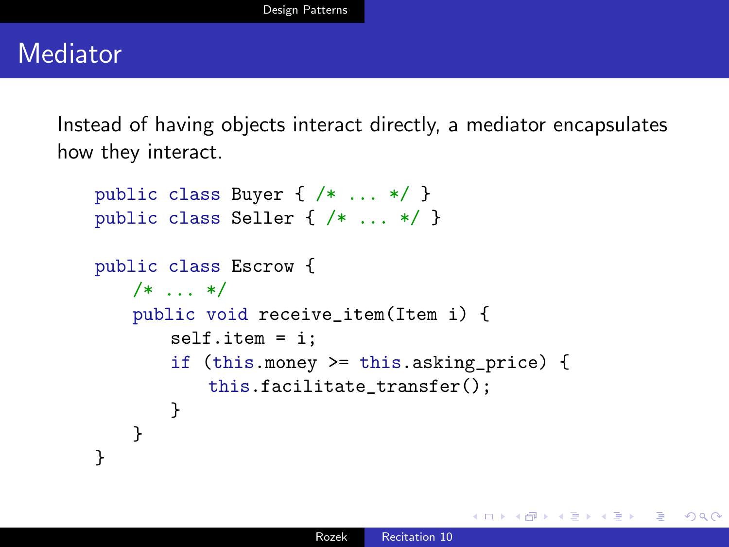# Mediator

Instead of having objects interact directly, a mediator encapsulates how they interact.

```
public class Buyer { /* ... */ }
public class Seller { /* ... */ }

public class Escrow {
    /* ... */
    public void receive_item(Item i) {
        self.item = i;
        if (this.money >= this.asking_price) {
            this.facilitate_transfer();
        }
    }
}
```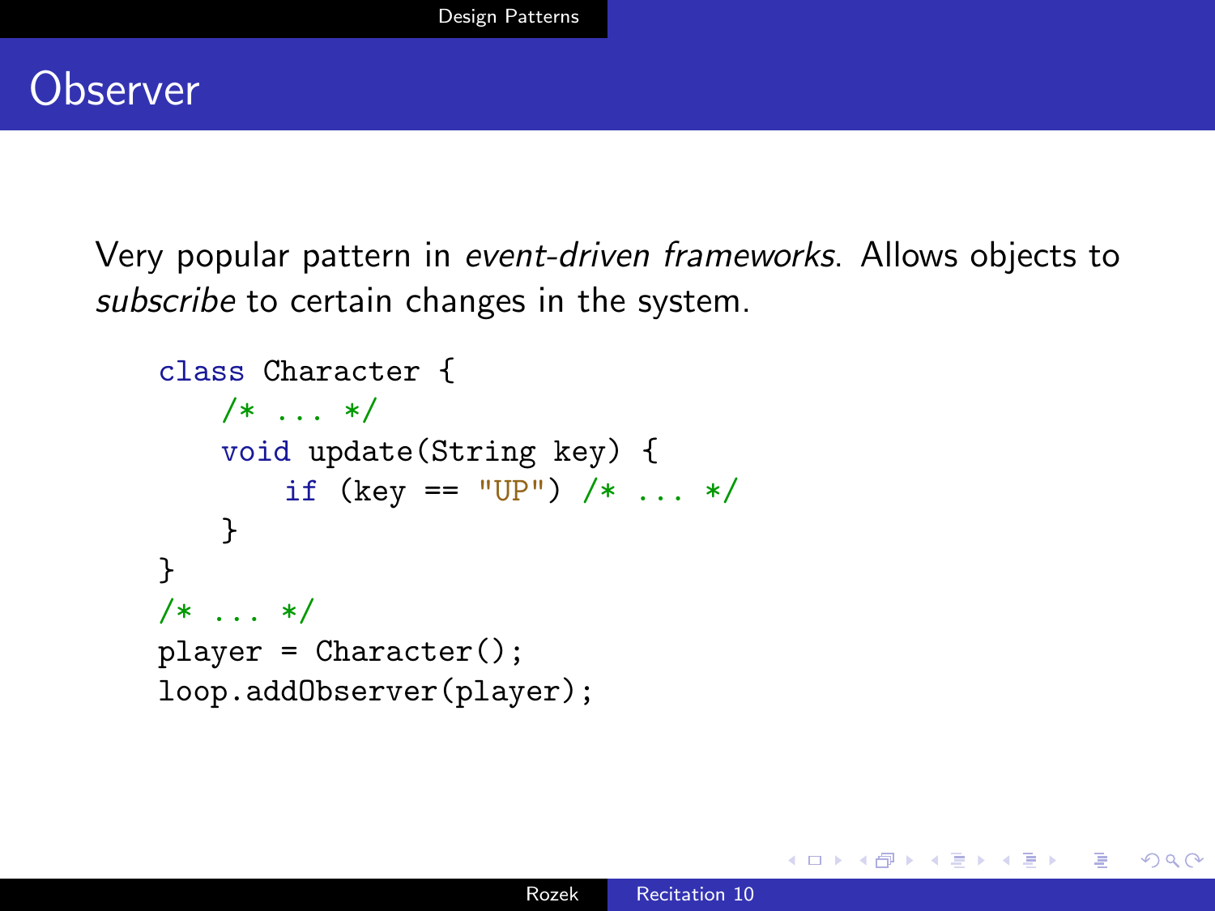# Observer

Very popular pattern in *event-driven frameworks*. Allows objects to *subscribe* to certain changes in the system.

```
class Character {
    /* ... */
    void update(String key) {
        if (key == "UP") /* ... */
    }
}
/* ... */
player = Character();
loop.addObserver(player);
```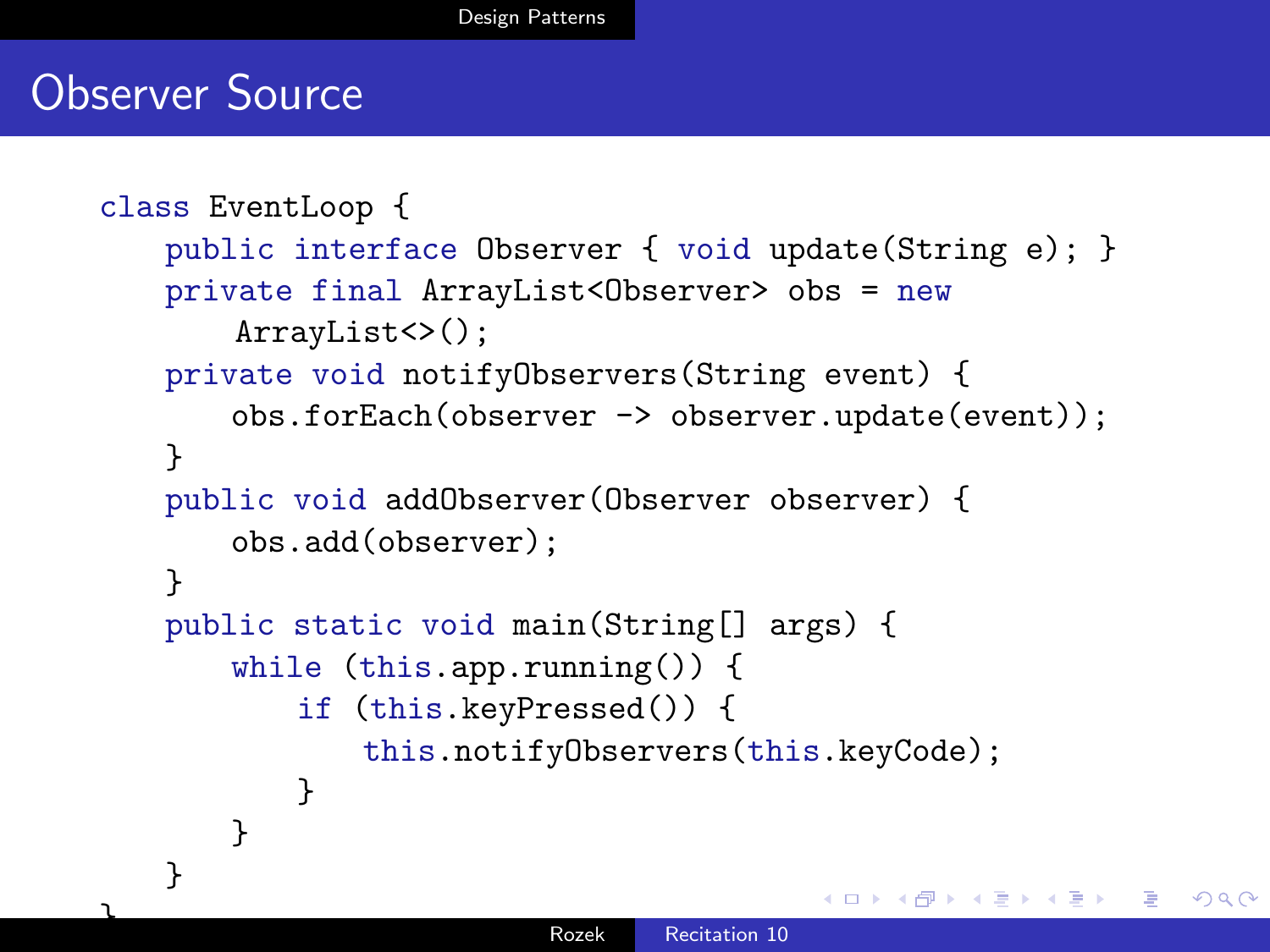# Observer Source

```java
class EventLoop {
    public interface Observer { void update(String e); }
    private final ArrayList<Observer> obs = new
        ArrayList<>();
    private void notifyObservers(String event) {
        obs.forEach(observer -> observer.update(event));
    }
    public void addObserver(Observer observer) {
        obs.add(observer);
    }
    public static void main(String[] args) {
        while (this.app.running()) {
            if (this.keyPressed()) {
                this.notifyObservers(this.keyCode);
            }
        }
    }
}
```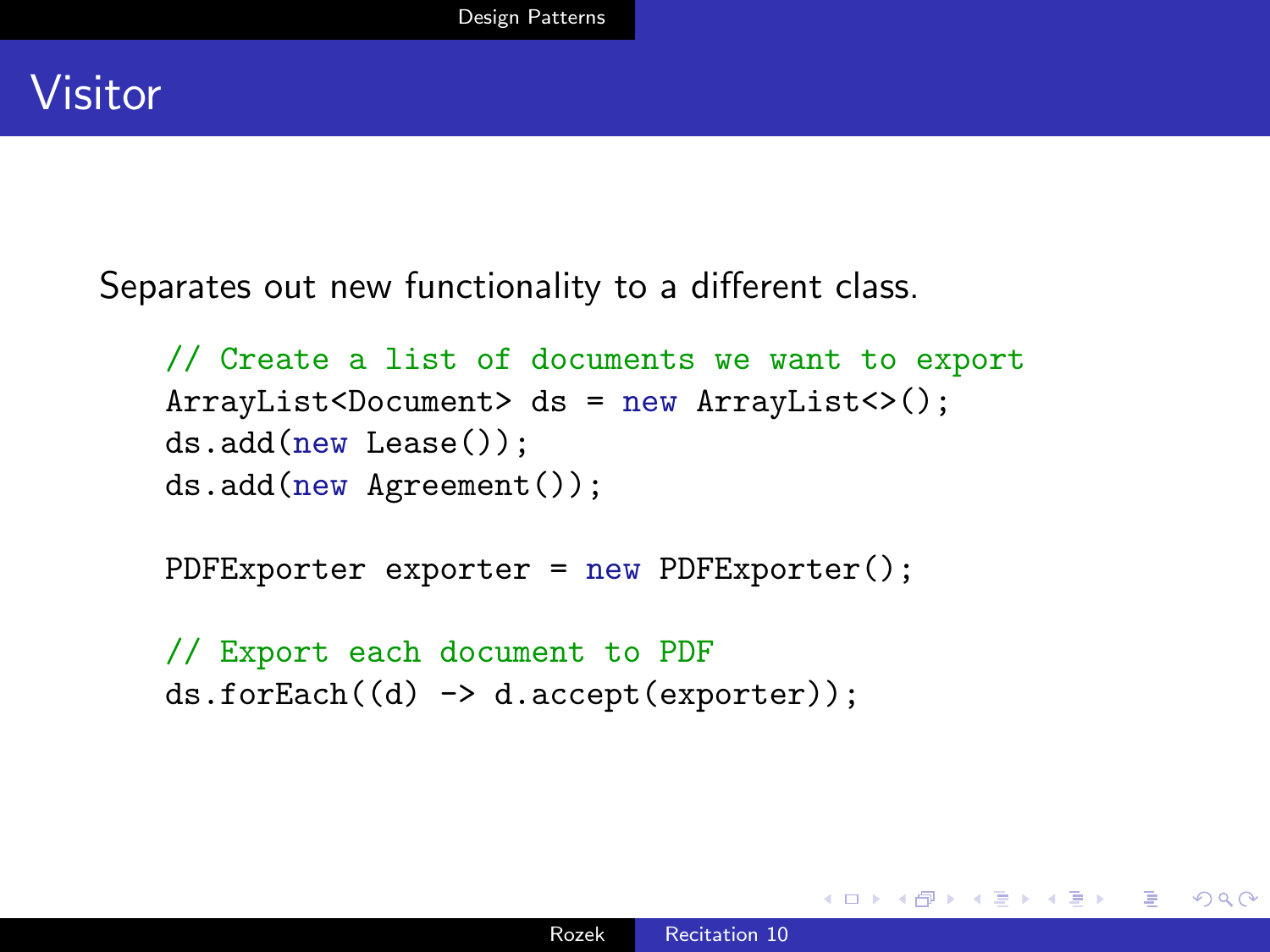# Visitor

Separates out new functionality to a different class.

```
// Create a list of documents we want to export
ArrayList<Document> ds = new ArrayList<>();
ds.add(new Lease());
ds.add(new Agreement());

PDFExporter exporter = new PDFExporter();

// Export each document to PDF
ds.forEach((d) -> d.accept(exporter));
```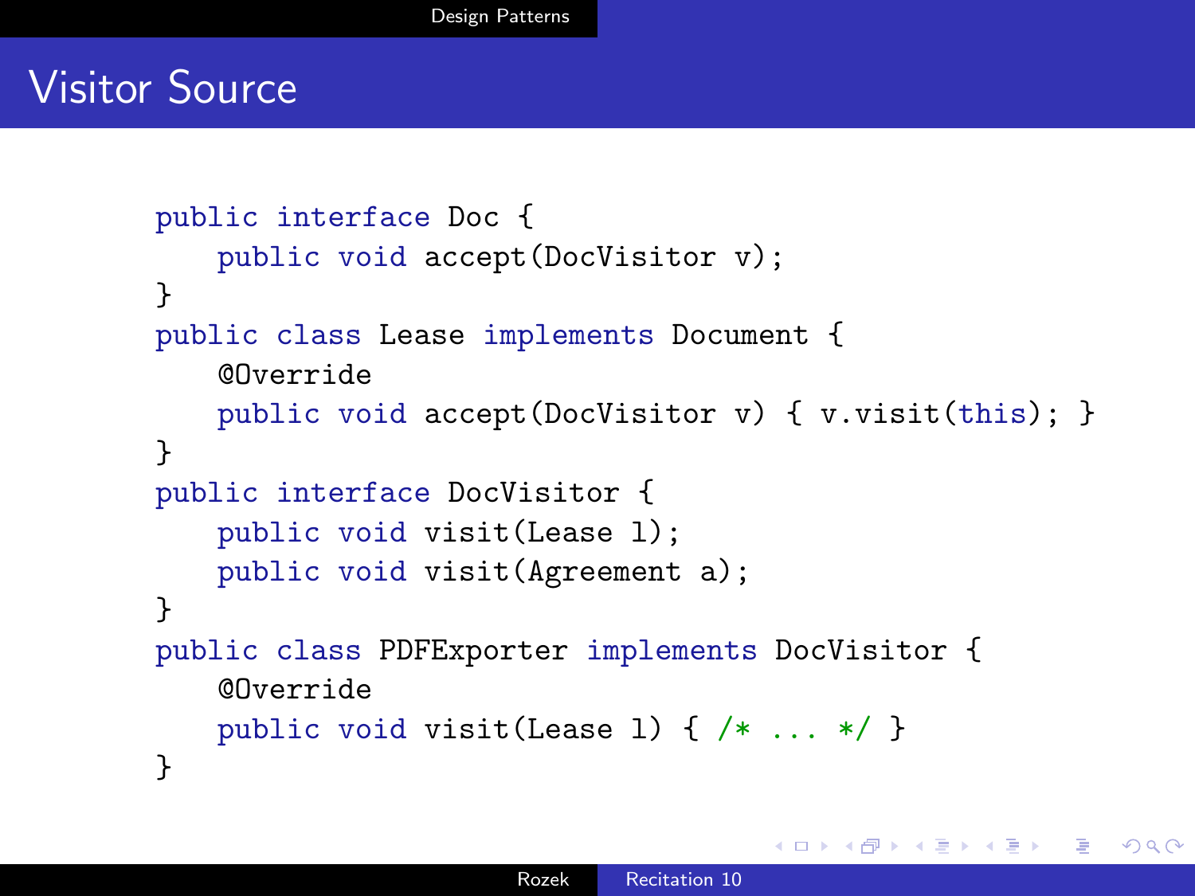# Visitor Source

```
public interface Doc {
    public void accept(DocVisitor v);
}
public class Lease implements Document {
    @Override
    public void accept(DocVisitor v) { v.visit(this); }
}
public interface DocVisitor {
    public void visit(Lease l);
    public void visit(Agreement a);
}
public class PDFExporter implements DocVisitor {
    @Override
    public void visit(Lease l) { /* ... */ }
}
```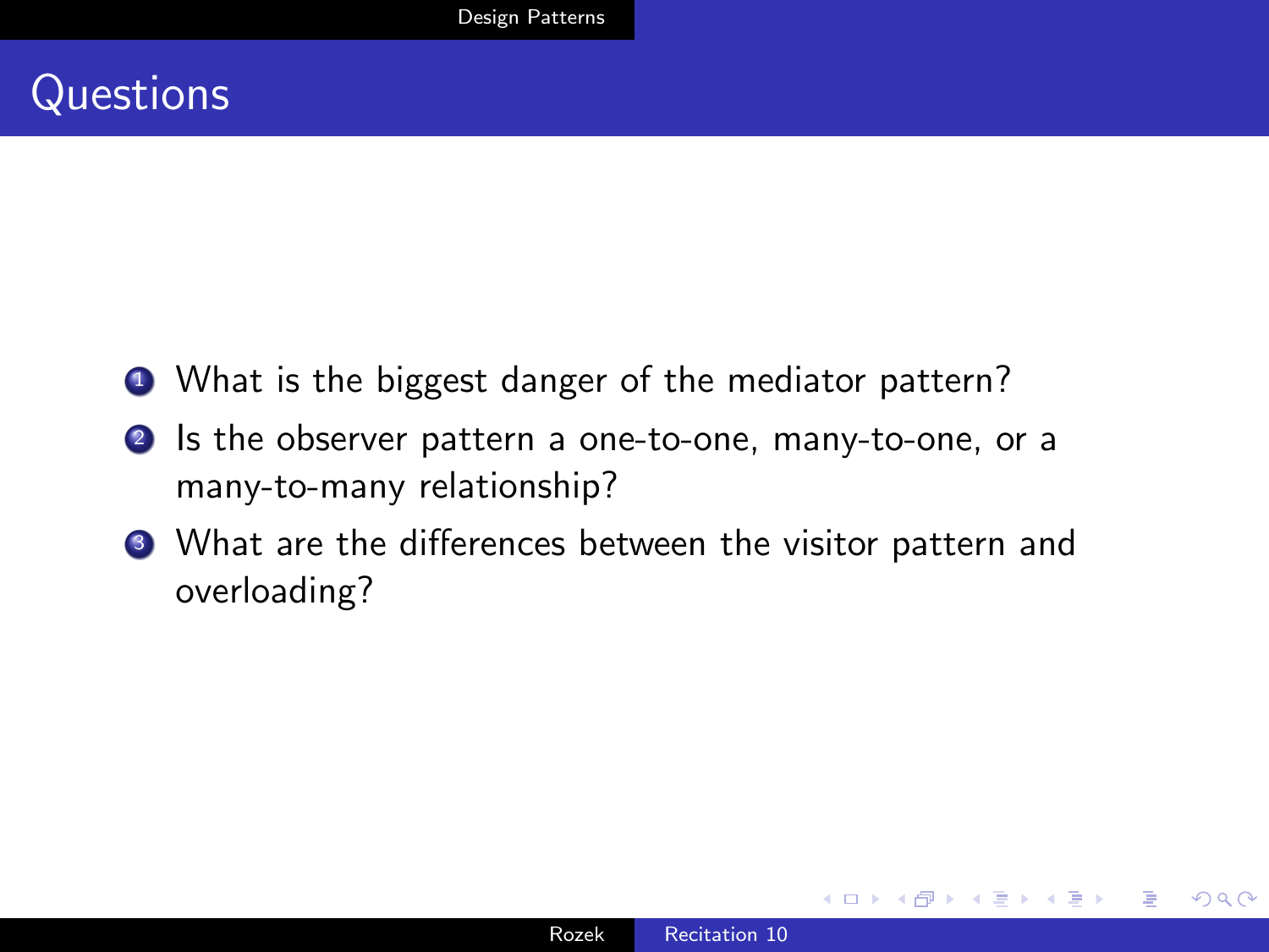# Questions

1. What is the biggest danger of the mediator pattern?
2. Is the observer pattern a one-to-one, many-to-one, or a many-to-many relationship?
3. What are the differences between the visitor pattern and overloading?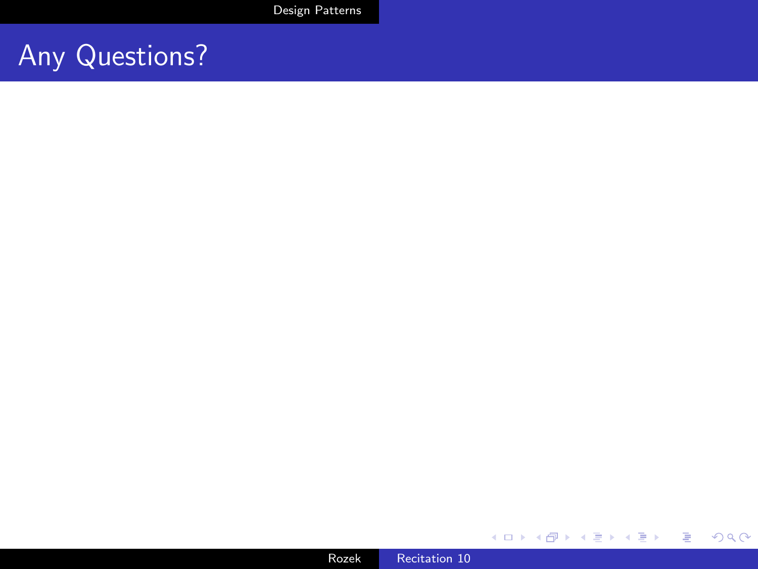# Any Questions?